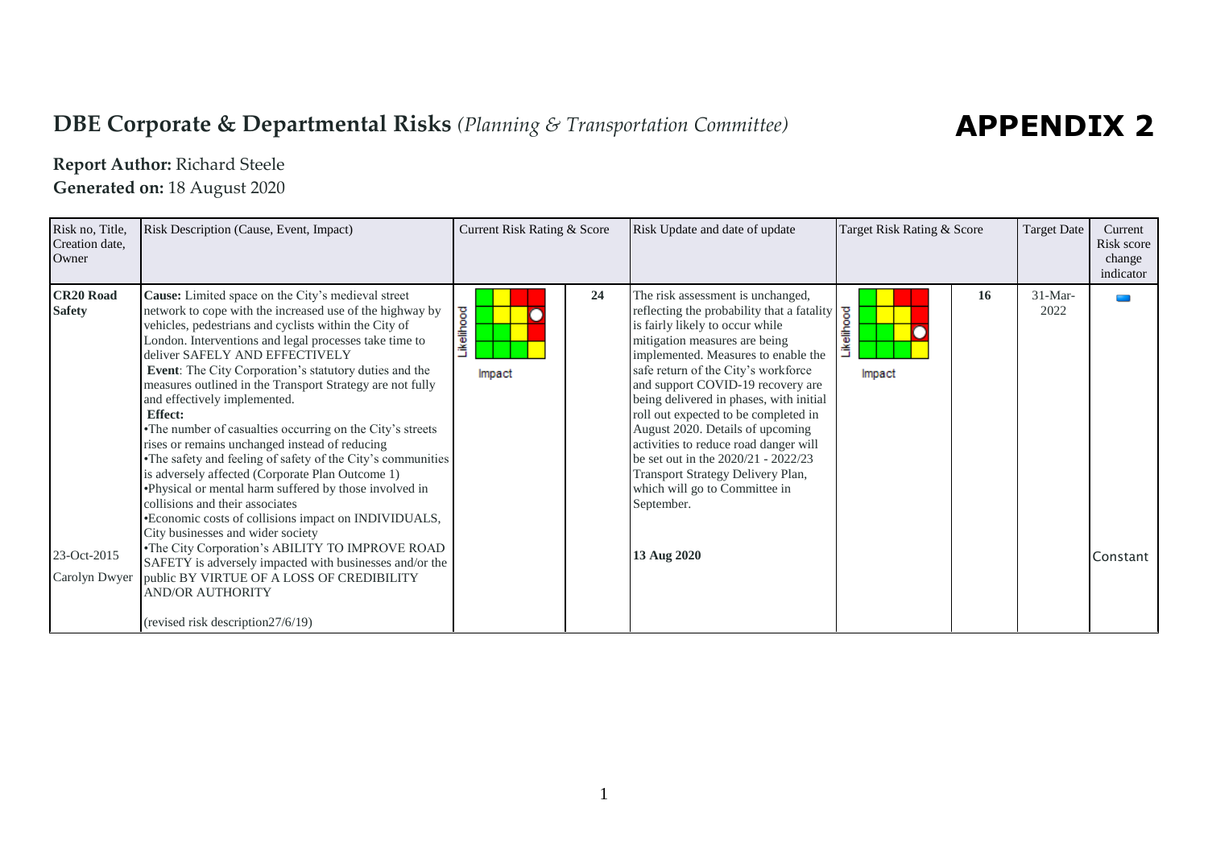# DBE Corporate & Departmental Risks *(Planning & Transportation Committee)*

# APPENDIX 2

**Report Author:** Richard Steele

**Generated on:** 18 August 2020

| Risk no, Title, Creation date, Owner | Risk Description (Cause, Event, Impact) | Current Risk Rating & Score | | Risk Update and date of update | Target Risk Rating & Score | | Target Date | Current Risk score change indicator |
|---|---|---|---|---|---|---|---|---|
| **CR20 Road Safety**<br><br>23-Oct-2015<br><br>Carolyn Dwyer | **Cause:** Limited space on the City's medieval street network to cope with the increased use of the highway by vehicles, pedestrians and cyclists within the City of London. Interventions and legal processes take time to deliver SAFELY AND EFFECTIVELY<br>**Event**: The City Corporation's statutory duties and the measures outlined in the Transport Strategy are not fully and effectively implemented.<br>**Effect:**<br>•The number of casualties occurring on the City's streets rises or remains unchanged instead of reducing<br>•The safety and feeling of safety of the City's communities is adversely affected (Corporate Plan Outcome 1)<br>•Physical or mental harm suffered by those involved in collisions and their associates<br>•Economic costs of collisions impact on INDIVIDUALS, City businesses and wider society<br>•The City Corporation's ABILITY TO IMPROVE ROAD SAFETY is adversely impacted with businesses and/or the public BY VIRTUE OF A LOSS OF CREDIBILITY AND/OR AUTHORITY<br><br>(revised risk description27/6/19) | Likelihood / Impact | 24 | The risk assessment is unchanged, reflecting the probability that a fatality is fairly likely to occur while mitigation measures are being implemented. Measures to enable the safe return of the City's workforce and support COVID-19 recovery are being delivered in phases, with initial roll out expected to be completed in August 2020. Details of upcoming activities to reduce road danger will be set out in the 2020/21 - 2022/23 Transport Strategy Delivery Plan, which will go to Committee in September.<br><br>**13 Aug 2020** | Likelihood / Impact | 16 | 31-Mar-2022 | Constant |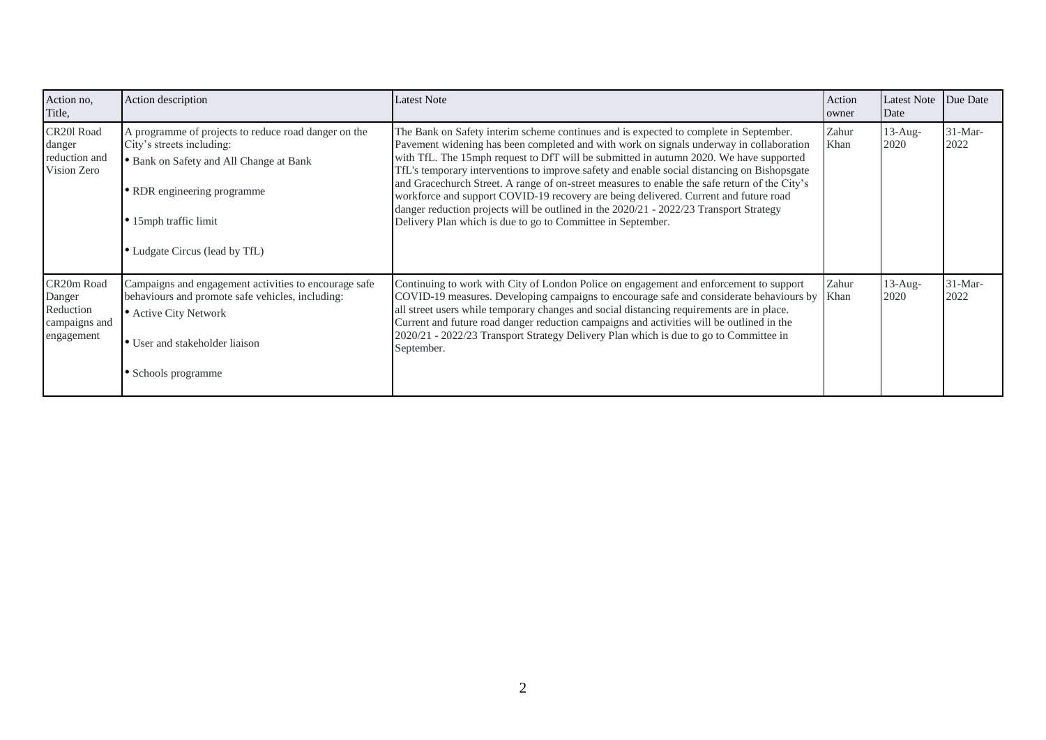| Action no, Title, | Action description | Latest Note | Action owner | Latest Note Date | Due Date |
|---|---|---|---|---|---|
| CR20l Road danger reduction and Vision Zero | A programme of projects to reduce road danger on the City's streets including:<br>• Bank on Safety and All Change at Bank<br>• RDR engineering programme<br>• 15mph traffic limit<br>• Ludgate Circus (lead by TfL) | The Bank on Safety interim scheme continues and is expected to complete in September. Pavement widening has been completed and with work on signals underway in collaboration with TfL. The 15mph request to DfT will be submitted in autumn 2020. We have supported TfL's temporary interventions to improve safety and enable social distancing on Bishopsgate and Gracechurch Street. A range of on-street measures to enable the safe return of the City's workforce and support COVID-19 recovery are being delivered. Current and future road danger reduction projects will be outlined in the 2020/21 - 2022/23 Transport Strategy Delivery Plan which is due to go to Committee in September. | Zahur Khan | 13-Aug-2020 | 31-Mar-2022 |
| CR20m Road Danger Reduction campaigns and engagement | Campaigns and engagement activities to encourage safe behaviours and promote safe vehicles, including:<br>• Active City Network<br>• User and stakeholder liaison<br>• Schools programme | Continuing to work with City of London Police on engagement and enforcement to support COVID-19 measures. Developing campaigns to encourage safe and considerate behaviours by all street users while temporary changes and social distancing requirements are in place. Current and future road danger reduction campaigns and activities will be outlined in the 2020/21 - 2022/23 Transport Strategy Delivery Plan which is due to go to Committee in September. | Zahur Khan | 13-Aug-2020 | 31-Mar-2022 |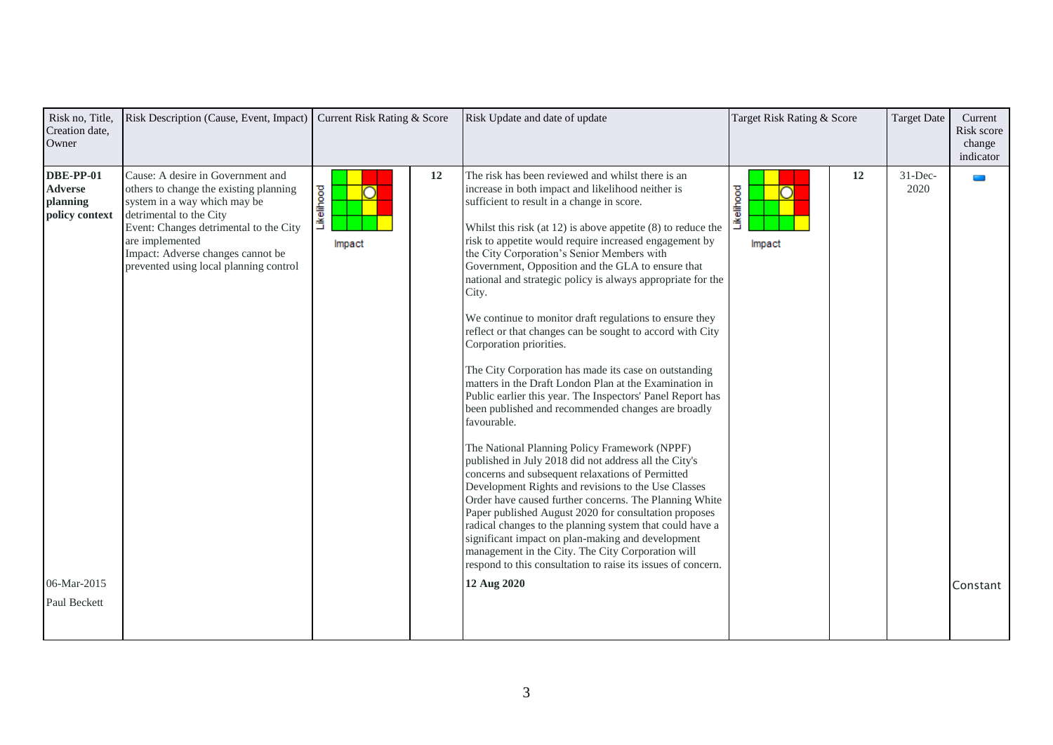| Risk no, Title, Creation date, Owner | Risk Description (Cause, Event, Impact) | Current Risk Rating & Score | | Risk Update and date of update | Target Risk Rating & Score | | Target Date | Current Risk score change indicator |
|---|---|---|---|---|---|---|---|---|
| **DBE-PP-01 Adverse planning policy context**<br><br>06-Mar-2015<br><br>Paul Beckett | Cause: A desire in Government and others to change the existing planning system in a way which may be detrimental to the City<br>Event: Changes detrimental to the City are implemented<br>Impact: Adverse changes cannot be prevented using local planning control | | 12 | The risk has been reviewed and whilst there is an increase in both impact and likelihood neither is sufficient to result in a change in score.<br><br>Whilst this risk (at 12) is above appetite (8) to reduce the risk to appetite would require increased engagement by the City Corporation's Senior Members with Government, Opposition and the GLA to ensure that national and strategic policy is always appropriate for the City.<br><br>We continue to monitor draft regulations to ensure they reflect or that changes can be sought to accord with City Corporation priorities.<br><br>The City Corporation has made its case on outstanding matters in the Draft London Plan at the Examination in Public earlier this year. The Inspectors' Panel Report has been published and recommended changes are broadly favourable.<br><br>The National Planning Policy Framework (NPPF) published in July 2018 did not address all the City's concerns and subsequent relaxations of Permitted Development Rights and revisions to the Use Classes Order have caused further concerns. The Planning White Paper published August 2020 for consultation proposes radical changes to the planning system that could have a significant impact on plan-making and development management in the City. The City Corporation will respond to this consultation to raise its issues of concern.<br><br>**12 Aug 2020** | | 12 | 31-Dec-2020 | Constant |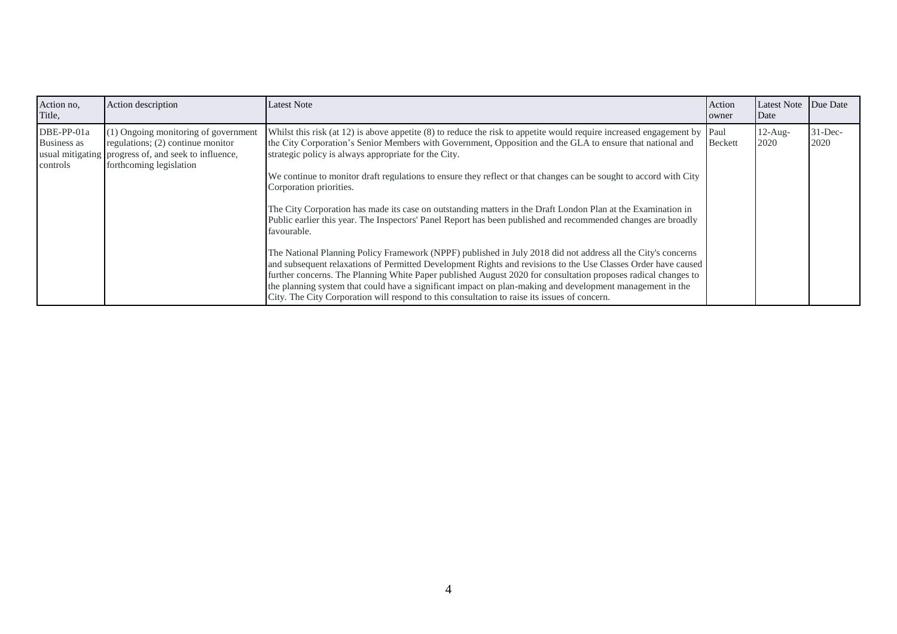| Action no, Title, | Action description | Latest Note | Action owner | Latest Note Date | Due Date |
|---|---|---|---|---|---|
| DBE-PP-01a Business as usual mitigating controls | (1) Ongoing monitoring of government regulations; (2) continue monitor progress of, and seek to influence, forthcoming legislation | Whilst this risk (at 12) is above appetite (8) to reduce the risk to appetite would require increased engagement by the City Corporation's Senior Members with Government, Opposition and the GLA to ensure that national and strategic policy is always appropriate for the City.<br><br>We continue to monitor draft regulations to ensure they reflect or that changes can be sought to accord with City Corporation priorities.<br><br>The City Corporation has made its case on outstanding matters in the Draft London Plan at the Examination in Public earlier this year. The Inspectors' Panel Report has been published and recommended changes are broadly favourable.<br><br>The National Planning Policy Framework (NPPF) published in July 2018 did not address all the City's concerns and subsequent relaxations of Permitted Development Rights and revisions to the Use Classes Order have caused further concerns. The Planning White Paper published August 2020 for consultation proposes radical changes to the planning system that could have a significant impact on plan-making and development management in the City. The City Corporation will respond to this consultation to raise its issues of concern. | Paul Beckett | 12-Aug-2020 | 31-Dec-2020 |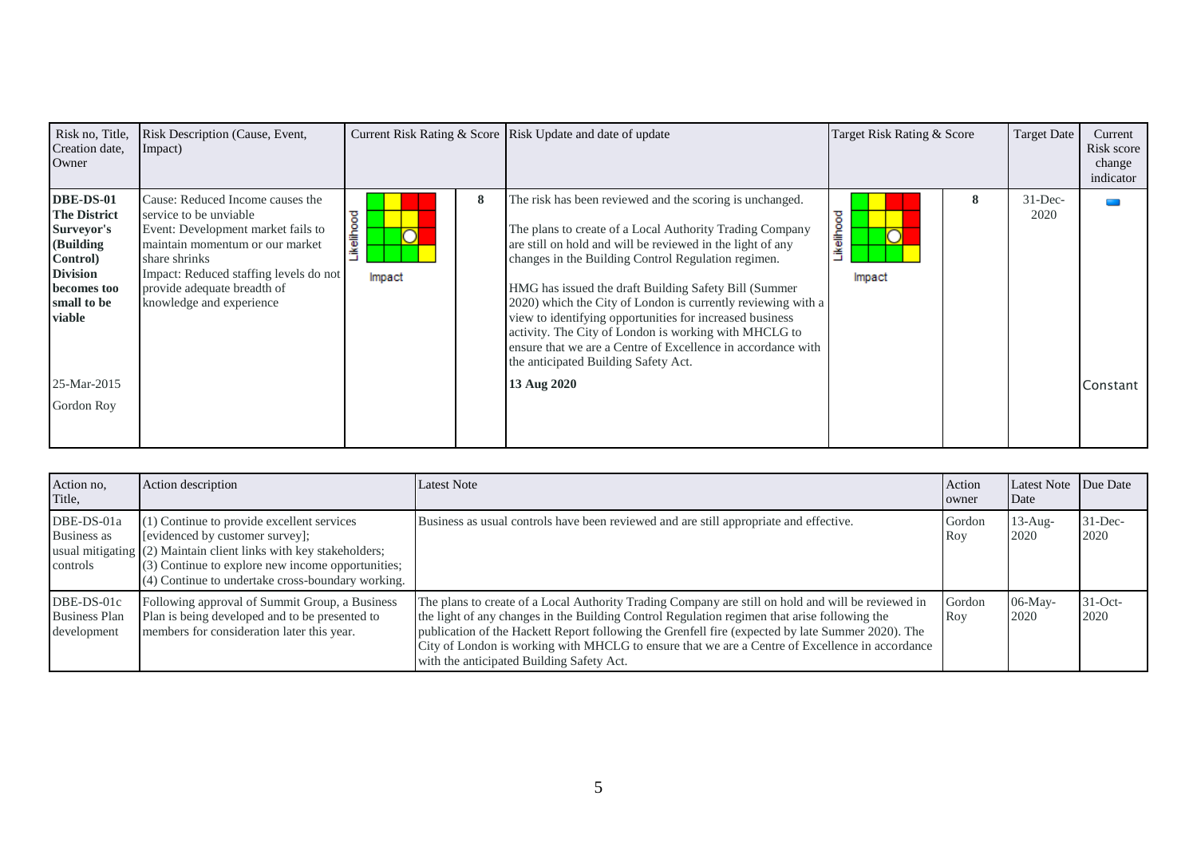| Risk no, Title, Creation date, Owner | Risk Description (Cause, Event, Impact) | Current Risk Rating & Score | | Risk Update and date of update | Target Risk Rating & Score | | Target Date | Current Risk score change indicator |
|---|---|---|---|---|---|---|---|---|
| **DBE-DS-01 The District Surveyor's (Building Control) Division becomes too small to be viable**<br><br>25-Mar-2015<br><br>Gordon Roy | Cause: Reduced Income causes the service to be unviable<br>Event: Development market fails to maintain momentum or our market share shrinks<br>Impact: Reduced staffing levels do not provide adequate breadth of knowledge and experience | Likelihood / Impact | 8 | The risk has been reviewed and the scoring is unchanged.<br><br>The plans to create of a Local Authority Trading Company are still on hold and will be reviewed in the light of any changes in the Building Control Regulation regimen.<br><br>HMG has issued the draft Building Safety Bill (Summer 2020) which the City of London is currently reviewing with a view to identifying opportunities for increased business activity. The City of London is working with MHCLG to ensure that we are a Centre of Excellence in accordance with the anticipated Building Safety Act.<br><br>**13 Aug 2020** | Likelihood / Impact | 8 | 31-Dec-2020 | Constant |

| Action no, Title, | Action description | Latest Note | Action owner | Latest Note Date | Due Date |
|---|---|---|---|---|---|
| DBE-DS-01a Business as usual mitigating controls | (1) Continue to provide excellent services [evidenced by customer survey];<br>(2) Maintain client links with key stakeholders;<br>(3) Continue to explore new income opportunities;<br>(4) Continue to undertake cross-boundary working. | Business as usual controls have been reviewed and are still appropriate and effective. | Gordon Roy | 13-Aug-2020 | 31-Dec-2020 |
| DBE-DS-01c Business Plan development | Following approval of Summit Group, a Business Plan is being developed and to be presented to members for consideration later this year. | The plans to create of a Local Authority Trading Company are still on hold and will be reviewed in the light of any changes in the Building Control Regulation regimen that arise following the publication of the Hackett Report following the Grenfell fire (expected by late Summer 2020). The City of London is working with MHCLG to ensure that we are a Centre of Excellence in accordance with the anticipated Building Safety Act. | Gordon Roy | 06-May-2020 | 31-Oct-2020 |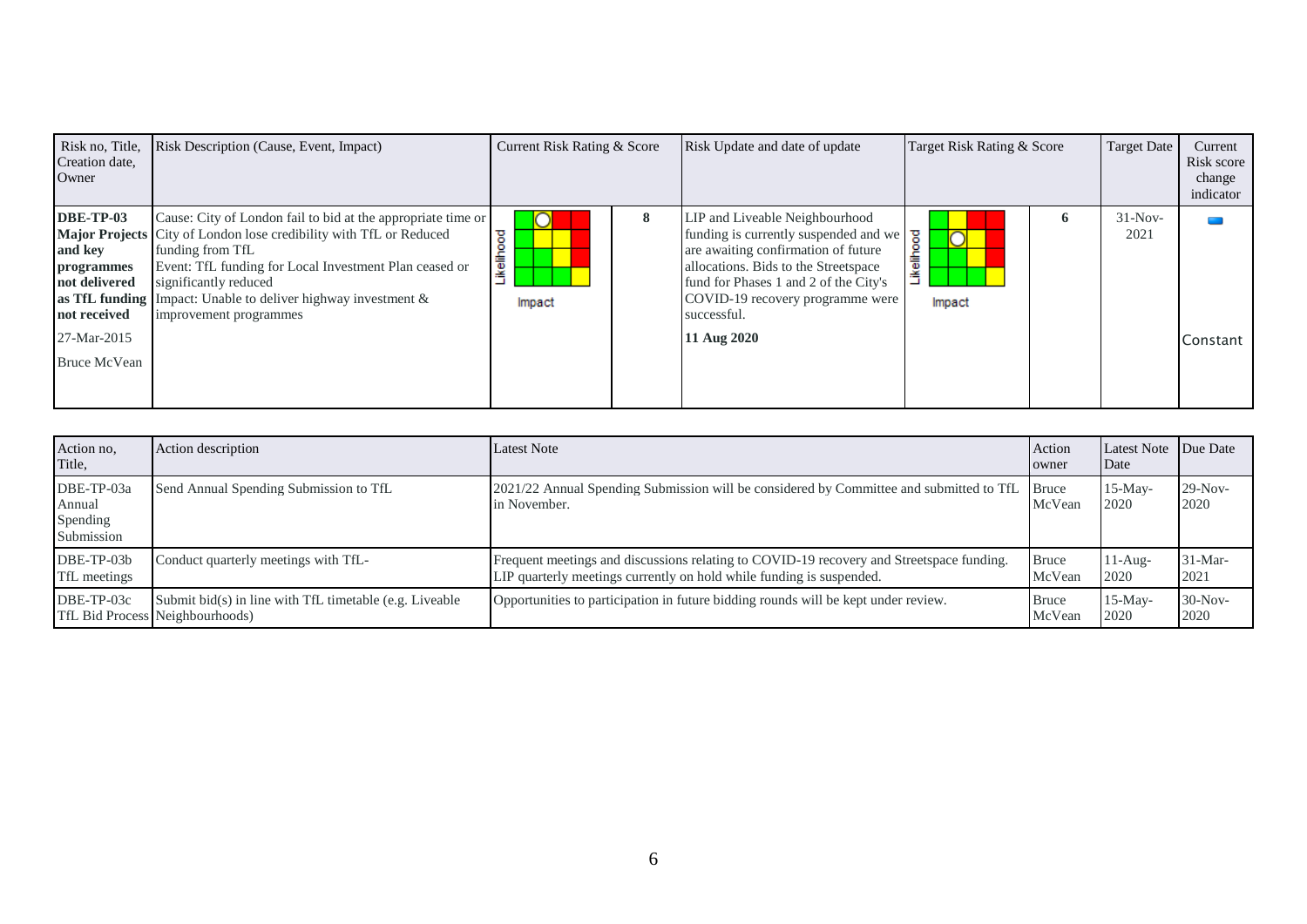| Risk no, Title, Creation date, Owner | Risk Description (Cause, Event, Impact) | Current Risk Rating & Score | | Risk Update and date of update | Target Risk Rating & Score | | Target Date | Current Risk score change indicator |
|---|---|---|---|---|---|---|---|---|
| **DBE-TP-03 Major Projects and key programmes not delivered as TfL funding not received**<br><br>27-Mar-2015<br><br>Bruce McVean | Cause: City of London fail to bid at the appropriate time or City of London lose credibility with TfL or Reduced funding from TfL<br>Event: TfL funding for Local Investment Plan ceased or significantly reduced<br>Impact: Unable to deliver highway investment & improvement programmes | Likelihood / Impact | **8** | LIP and Liveable Neighbourhood funding is currently suspended and we are awaiting confirmation of future allocations. Bids to the Streetspace fund for Phases 1 and 2 of the City's COVID-19 recovery programme were successful.<br><br>**11 Aug 2020** | Likelihood / Impact | **6** | 31-Nov-2021 | Constant |

| Action no, Title, | Action description | Latest Note | Action owner | Latest Note Date | Due Date |
|---|---|---|---|---|---|
| DBE-TP-03a Annual Spending Submission | Send Annual Spending Submission to TfL | 2021/22 Annual Spending Submission will be considered by Committee and submitted to TfL in November. | Bruce McVean | 15-May-2020 | 29-Nov-2020 |
| DBE-TP-03b TfL meetings | Conduct quarterly meetings with TfL- | Frequent meetings and discussions relating to COVID-19 recovery and Streetspace funding. LIP quarterly meetings currently on hold while funding is suspended. | Bruce McVean | 11-Aug-2020 | 31-Mar-2021 |
| DBE-TP-03c TfL Bid Process | Submit bid(s) in line with TfL timetable (e.g. Liveable Neighbourhoods) | Opportunities to participation in future bidding rounds will be kept under review. | Bruce McVean | 15-May-2020 | 30-Nov-2020 |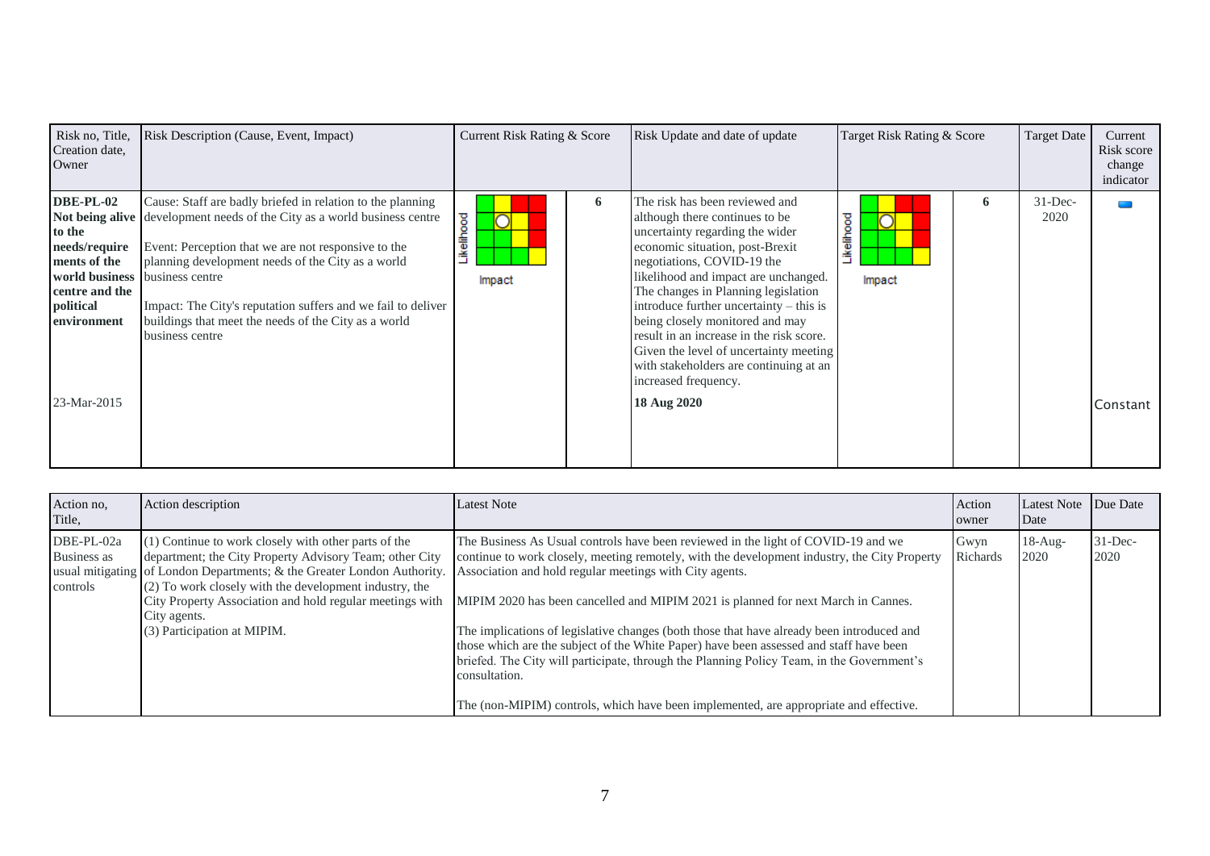| Risk no, Title, Creation date, Owner | Risk Description (Cause, Event, Impact) | Current Risk Rating & Score | | Risk Update and date of update | Target Risk Rating & Score | | Target Date | Current Risk score change indicator |
|---|---|---|---|---|---|---|---|---|
| **DBE-PL-02 Not being alive to the needs/requirements of the world business centre and the political environment**<br><br>23-Mar-2015 | Cause: Staff are badly briefed in relation to the planning development needs of the City as a world business centre<br><br>Event: Perception that we are not responsive to the planning development needs of the City as a world business centre<br><br>Impact: The City's reputation suffers and we fail to deliver buildings that meet the needs of the City as a world business centre | Likelihood / Impact | **6** | The risk has been reviewed and although there continues to be uncertainty regarding the wider economic situation, post-Brexit negotiations, COVID-19 the likelihood and impact are unchanged. The changes in Planning legislation introduce further uncertainty – this is being closely monitored and may result in an increase in the risk score. Given the level of uncertainty meeting with stakeholders are continuing at an increased frequency.<br><br>**18 Aug 2020** | Likelihood / Impact | **6** | 31-Dec-2020 | Constant |

| Action no, Title, | Action description | Latest Note | Action owner | Latest Note Date | Due Date |
|---|---|---|---|---|---|
| DBE-PL-02a Business as usual mitigating controls | (1) Continue to work closely with other parts of the department; the City Property Advisory Team; other City of London Departments; & the Greater London Authority.<br>(2) To work closely with the development industry, the City Property Association and hold regular meetings with City agents.<br>(3) Participation at MIPIM. | The Business As Usual controls have been reviewed in the light of COVID-19 and we continue to work closely, meeting remotely, with the development industry, the City Property Association and hold regular meetings with City agents.<br><br>MIPIM 2020 has been cancelled and MIPIM 2021 is planned for next March in Cannes.<br><br>The implications of legislative changes (both those that have already been introduced and those which are the subject of the White Paper) have been assessed and staff have been briefed. The City will participate, through the Planning Policy Team, in the Government's consultation.<br><br>The (non-MIPIM) controls, which have been implemented, are appropriate and effective. | Gwyn Richards | 18-Aug-2020 | 31-Dec-2020 |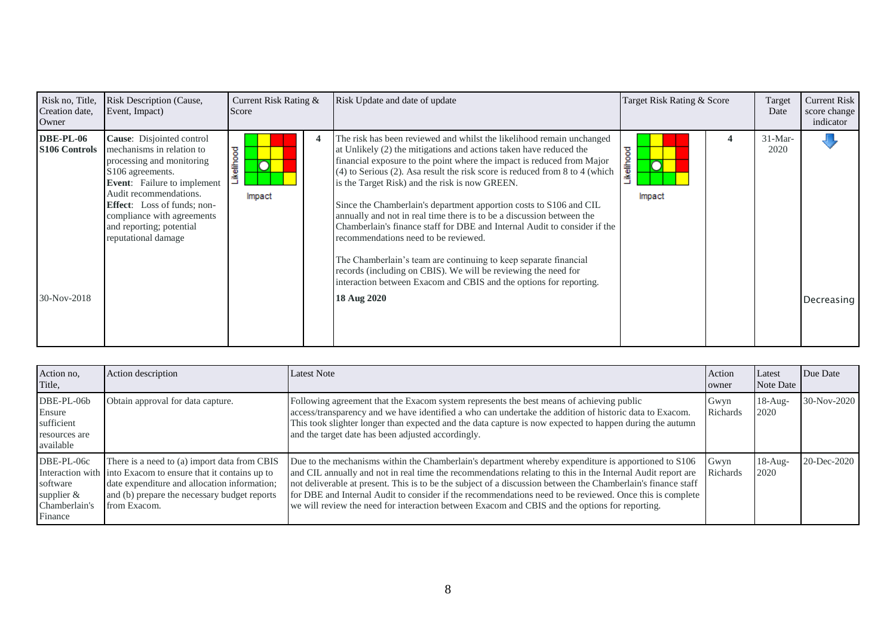| Risk no, Title, Creation date, Owner | Risk Description (Cause, Event, Impact) | Current Risk Rating & Score | | Risk Update and date of update | Target Risk Rating & Score | | Target Date | Current Risk score change indicator |
|---|---|---|---|---|---|---|---|---|
| **DBE-PL-06 S106 Controls** 30-Nov-2018 | **Cause**: Disjointed control mechanisms in relation to processing and monitoring S106 agreements. **Event**: Failure to implement Audit recommendations. **Effect**: Loss of funds; non-compliance with agreements and reporting; potential reputational damage | Likelihood Impact | 4 | The risk has been reviewed and whilst the likelihood remain unchanged at Unlikely (2) the mitigations and actions taken have reduced the financial exposure to the point where the impact is reduced from Major (4) to Serious (2). Asa result the risk score is reduced from 8 to 4 (which is the Target Risk) and the risk is now GREEN.<br><br>Since the Chamberlain's department apportion costs to S106 and CIL annually and not in real time there is to be a discussion between the Chamberlain's finance staff for DBE and Internal Audit to consider if the recommendations need to be reviewed.<br><br>The Chamberlain's team are continuing to keep separate financial records (including on CBIS). We will be reviewing the need for interaction between Exacom and CBIS and the options for reporting.<br><br>**18 Aug 2020** | Likelihood Impact | 4 | 31-Mar-2020 | Decreasing |

| Action no, Title, | Action description | Latest Note | Action owner | Latest Note Date | Due Date |
|---|---|---|---|---|---|
| DBE-PL-06b Ensure sufficient resources are available | Obtain approval for data capture. | Following agreement that the Exacom system represents the best means of achieving public access/transparency and we have identified a who can undertake the addition of historic data to Exacom. This took slighter longer than expected and the data capture is now expected to happen during the autumn and the target date has been adjusted accordingly. | Gwyn Richards | 18-Aug-2020 | 30-Nov-2020 |
| DBE-PL-06c Interaction with software supplier & Chamberlain's Finance | There is a need to (a) import data from CBIS into Exacom to ensure that it contains up to date expenditure and allocation information; and (b) prepare the necessary budget reports from Exacom. | Due to the mechanisms within the Chamberlain's department whereby expenditure is apportioned to S106 and CIL annually and not in real time the recommendations relating to this in the Internal Audit report are not deliverable at present. This is to be the subject of a discussion between the Chamberlain's finance staff for DBE and Internal Audit to consider if the recommendations need to be reviewed. Once this is complete we will review the need for interaction between Exacom and CBIS and the options for reporting. | Gwyn Richards | 18-Aug-2020 | 20-Dec-2020 |